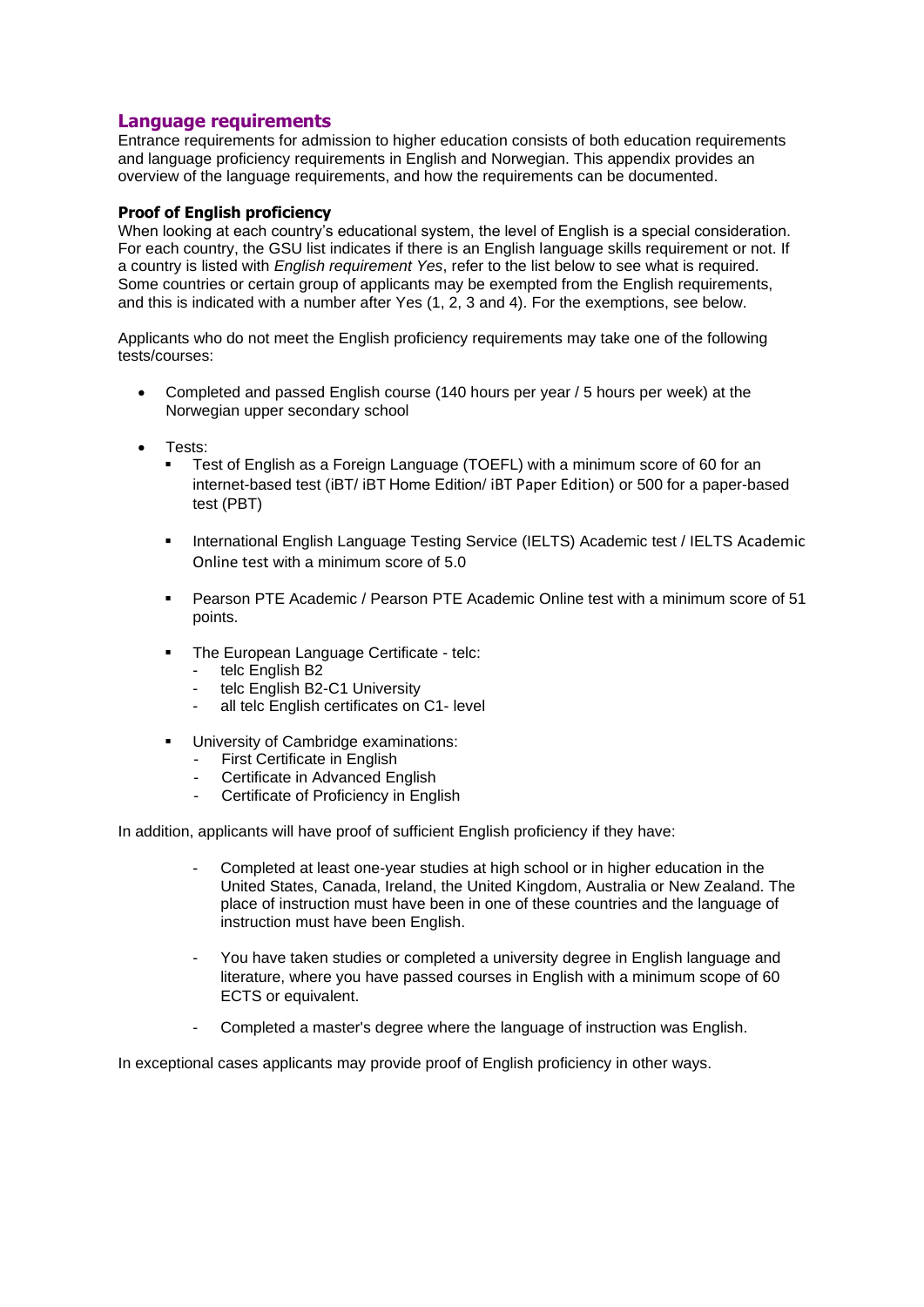## Language requirements

Entrance requirements for admission to higher education consists of both education requirements and language proficiency requirements in English and Norwegian. This appendix provides an overview of the language requirements, and how the requirements can be documented.

### Proof of English proficiency

When looking at each country's educational system, the level of English is a special consideration. For each country, the GSU list indicates if there is an English language skills requirement or not. If a country is listed with *English requirement Yes*, refer to the list below to see what is required. Some countries or certain group of applicants may be exempted from the English requirements, and this is indicated with a number after Yes (1, 2, 3 and 4). For the exemptions, see below.

Applicants who do not meet the English proficiency requirements may take one of the following tests/courses:

- Completed and passed English course (140 hours per year / 5 hours per week) at the Norwegian upper secondary school
- Tests:
  - Test of English as a Foreign Language (TOEFL) with a minimum score of 60 for an internet-based test (iBT/ iBT Home Edition/ iBT Paper Edition) or 500 for a paper-based test (PBT)
  - International English Language Testing Service (IELTS) Academic test / IELTS Academic Online test with a minimum score of 5.0
  - Pearson PTE Academic / Pearson PTE Academic Online test with a minimum score of 51 points.
  - The European Language Certificate - telc:
    - telc English B2
    - telc English B2-C1 University
    - all telc English certificates on C1- level
  - University of Cambridge examinations:
    - First Certificate in English
    - Certificate in Advanced English
    - Certificate of Proficiency in English

In addition, applicants will have proof of sufficient English proficiency if they have:

- Completed at least one-year studies at high school or in higher education in the United States, Canada, Ireland, the United Kingdom, Australia or New Zealand. The place of instruction must have been in one of these countries and the language of instruction must have been English.
- You have taken studies or completed a university degree in English language and literature, where you have passed courses in English with a minimum scope of 60 ECTS or equivalent.
- Completed a master's degree where the language of instruction was English.

In exceptional cases applicants may provide proof of English proficiency in other ways.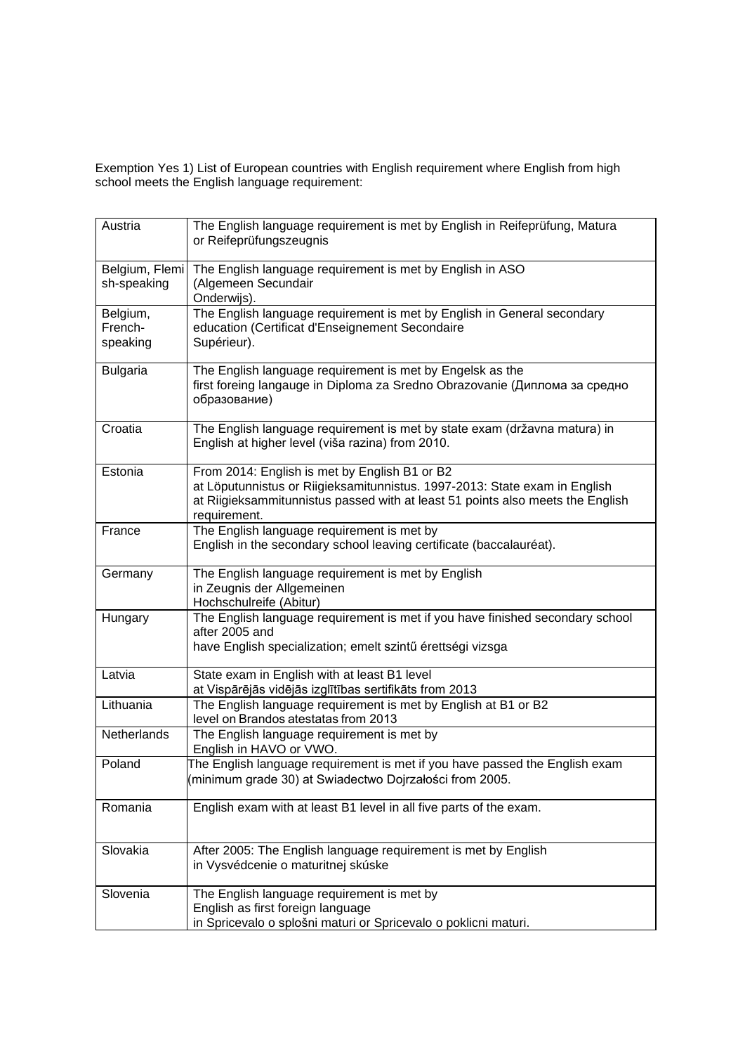Exemption Yes 1) List of European countries with English requirement where English from high school meets the English language requirement:

| | |
|---|---|
| Austria | The English language requirement is met by English in Reifeprüfung, Matura or Reifeprüfungszeugnis |
| Belgium, Flemish-speaking | The English language requirement is met by English in ASO (Algemeen Secundair Onderwijs). |
| Belgium, French-speaking | The English language requirement is met by English in General secondary education (Certificat d'Enseignement Secondaire Supérieur). |
| Bulgaria | The English language requirement is met by Engelsk as the first foreing langauge in Diploma za Sredno Obrazovanie (Диплома за средно образование) |
| Croatia | The English language requirement is met by state exam (državna matura) in English at higher level (viša razina) from 2010. |
| Estonia | From 2014: English is met by English B1 or B2 at Löputunnistus or Riigieksamitunnistus. 1997-2013: State exam in English at Riigieksammitunnistus passed with at least 51 points also meets the English requirement. |
| France | The English language requirement is met by English in the secondary school leaving certificate (baccalauréat). |
| Germany | The English language requirement is met by English in Zeugnis der Allgemeinen Hochschulreife (Abitur) |
| Hungary | The English language requirement is met if you have finished secondary school after 2005 and have English specialization; emelt szintű érettségi vizsga |
| Latvia | State exam in English with at least B1 level at Vispārējās vidējās izglītības sertifikāts from 2013 |
| Lithuania | The English language requirement is met by English at B1 or B2 level on Brandos atestatas from 2013 |
| Netherlands | The English language requirement is met by English in HAVO or VWO. |
| Poland | The English language requirement is met if you have passed the English exam (minimum grade 30) at Swiadectwo Dojrzałości from 2005. |
| Romania | English exam with at least B1 level in all five parts of the exam. |
| Slovakia | After 2005: The English language requirement is met by English in Vysvédcenie o maturitnej skúske |
| Slovenia | The English language requirement is met by English as first foreign language in Spricevalo o splošni maturi or Spricevalo o poklicni maturi. |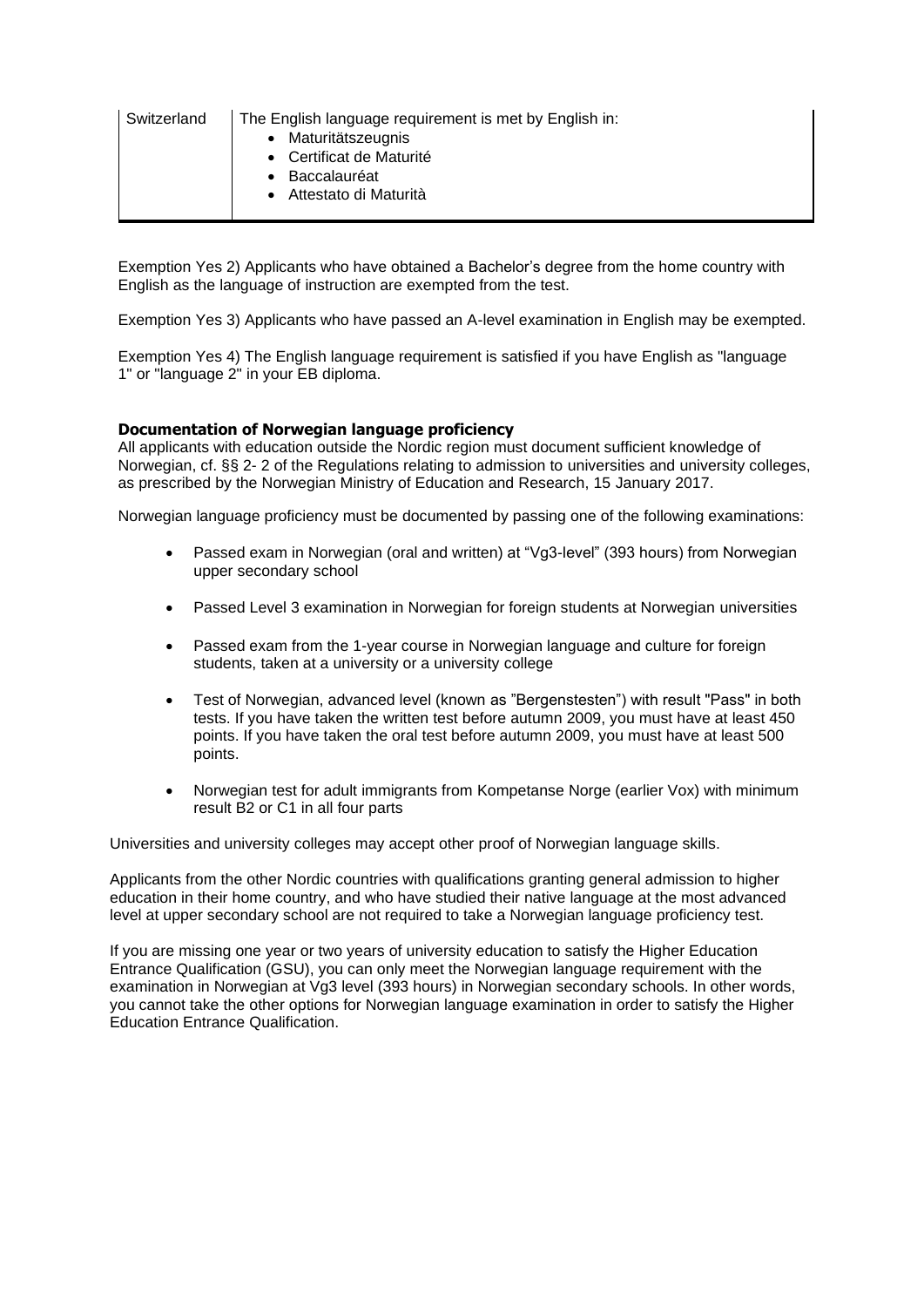| | |
|---|---|
| Switzerland | The English language requirement is met by English in:<br>• Maturitätszeugnis<br>• Certificat de Maturité<br>• Baccalauréat<br>• Attestato di Maturità |

Exemption Yes 2) Applicants who have obtained a Bachelor's degree from the home country with English as the language of instruction are exempted from the test.

Exemption Yes 3) Applicants who have passed an A-level examination in English may be exempted.

Exemption Yes 4) The English language requirement is satisfied if you have English as "language 1" or "language 2" in your EB diploma.

**Documentation of Norwegian language proficiency**

All applicants with education outside the Nordic region must document sufficient knowledge of Norwegian, cf. §§ 2- 2 of the Regulations relating to admission to universities and university colleges, as prescribed by the Norwegian Ministry of Education and Research, 15 January 2017.

Norwegian language proficiency must be documented by passing one of the following examinations:

- Passed exam in Norwegian (oral and written) at "Vg3-level" (393 hours) from Norwegian upper secondary school
- Passed Level 3 examination in Norwegian for foreign students at Norwegian universities
- Passed exam from the 1-year course in Norwegian language and culture for foreign students, taken at a university or a university college
- Test of Norwegian, advanced level (known as "Bergenstesten") with result "Pass" in both tests. If you have taken the written test before autumn 2009, you must have at least 450 points. If you have taken the oral test before autumn 2009, you must have at least 500 points.
- Norwegian test for adult immigrants from Kompetanse Norge (earlier Vox) with minimum result B2 or C1 in all four parts

Universities and university colleges may accept other proof of Norwegian language skills.

Applicants from the other Nordic countries with qualifications granting general admission to higher education in their home country, and who have studied their native language at the most advanced level at upper secondary school are not required to take a Norwegian language proficiency test.

If you are missing one year or two years of university education to satisfy the Higher Education Entrance Qualification (GSU), you can only meet the Norwegian language requirement with the examination in Norwegian at Vg3 level (393 hours) in Norwegian secondary schools. In other words, you cannot take the other options for Norwegian language examination in order to satisfy the Higher Education Entrance Qualification.